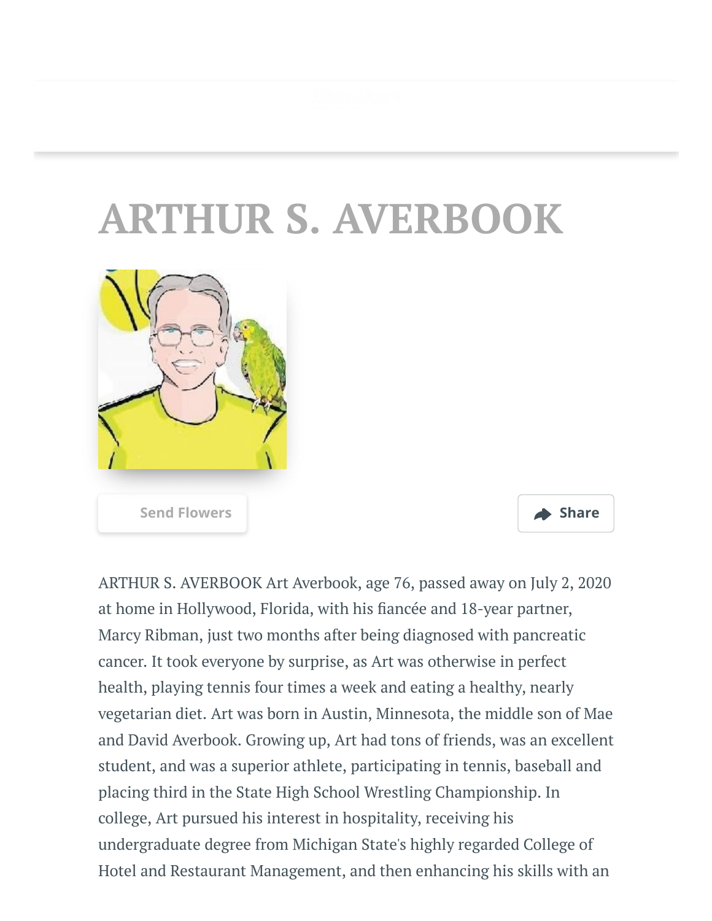# ARTHUR S. AVERBOOK

ARTHUR S. AVERBOOK Art Averbook, age 76, passed away on July 2, 2020 at home in Hollywood, Florida, with his fiancée and 18-year partner, Marcy Ribman, just two months after being diagnosed with pancreatic cancer. It took everyone by surprise, as Art was otherwise in perfect health, playing tennis four times a week and eating a healthy, nearly vegetarian diet. Art was born in Austin, Minnesota, the middle son of Mae and David Averbook. Growing up, Art had tons of friends, was an excellent student, and was a superior athlete, participating in tennis, baseball and placing third in the State High School Wrestling Championship. In college, Art pursued his interest in hospitality, receiving his undergraduate degree from Michigan State's highly regarded College of Hotel and Restaurant Management, and then enhancing his skills with an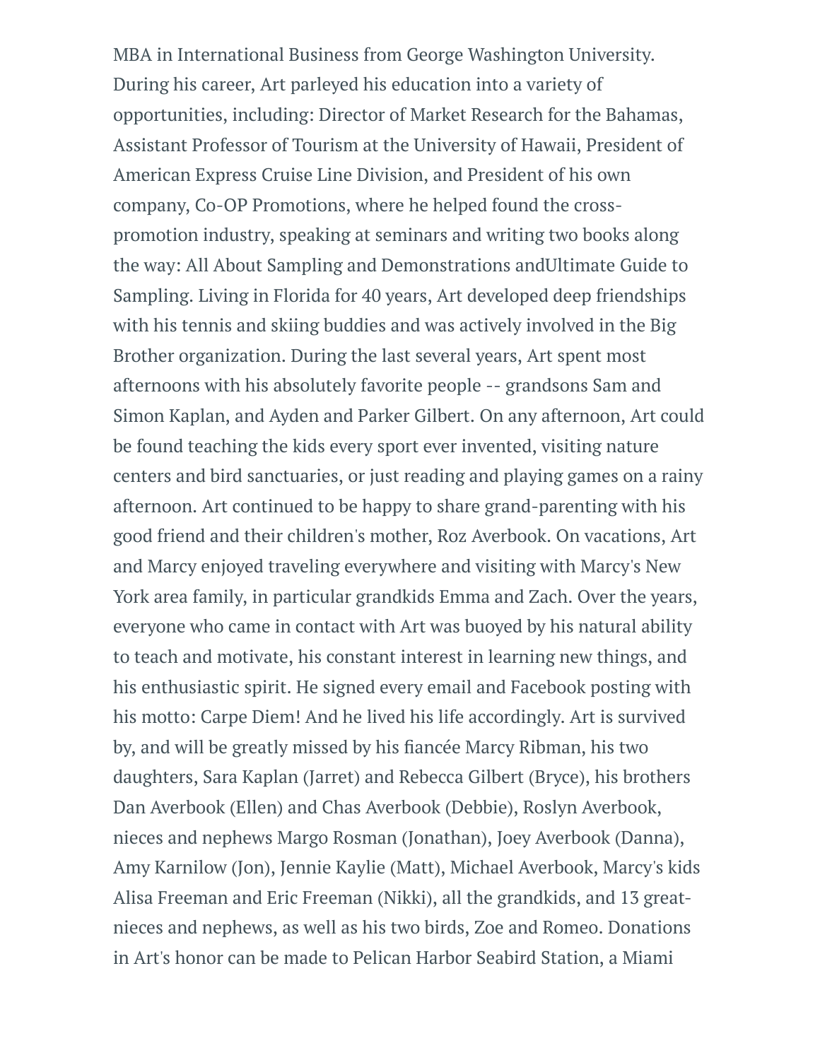MBA in International Business from George Washington University. During his career, Art parleyed his education into a variety of opportunities, including: Director of Market Research for the Bahamas, Assistant Professor of Tourism at the University of Hawaii, President of American Express Cruise Line Division, and President of his own company, Co-OP Promotions, where he helped found the cross-promotion industry, speaking at seminars and writing two books along the way: All About Sampling and Demonstrations andUltimate Guide to Sampling. Living in Florida for 40 years, Art developed deep friendships with his tennis and skiing buddies and was actively involved in the Big Brother organization. During the last several years, Art spent most afternoons with his absolutely favorite people -- grandsons Sam and Simon Kaplan, and Ayden and Parker Gilbert. On any afternoon, Art could be found teaching the kids every sport ever invented, visiting nature centers and bird sanctuaries, or just reading and playing games on a rainy afternoon. Art continued to be happy to share grand-parenting with his good friend and their children's mother, Roz Averbook. On vacations, Art and Marcy enjoyed traveling everywhere and visiting with Marcy's New York area family, in particular grandkids Emma and Zach. Over the years, everyone who came in contact with Art was buoyed by his natural ability to teach and motivate, his constant interest in learning new things, and his enthusiastic spirit. He signed every email and Facebook posting with his motto: Carpe Diem! And he lived his life accordingly. Art is survived by, and will be greatly missed by his fiancée Marcy Ribman, his two daughters, Sara Kaplan (Jarret) and Rebecca Gilbert (Bryce), his brothers Dan Averbook (Ellen) and Chas Averbook (Debbie), Roslyn Averbook, nieces and nephews Margo Rosman (Jonathan), Joey Averbook (Danna), Amy Karnilow (Jon), Jennie Kaylie (Matt), Michael Averbook, Marcy's kids Alisa Freeman and Eric Freeman (Nikki), all the grandkids, and 13 great-nieces and nephews, as well as his two birds, Zoe and Romeo. Donations in Art's honor can be made to Pelican Harbor Seabird Station, a Miami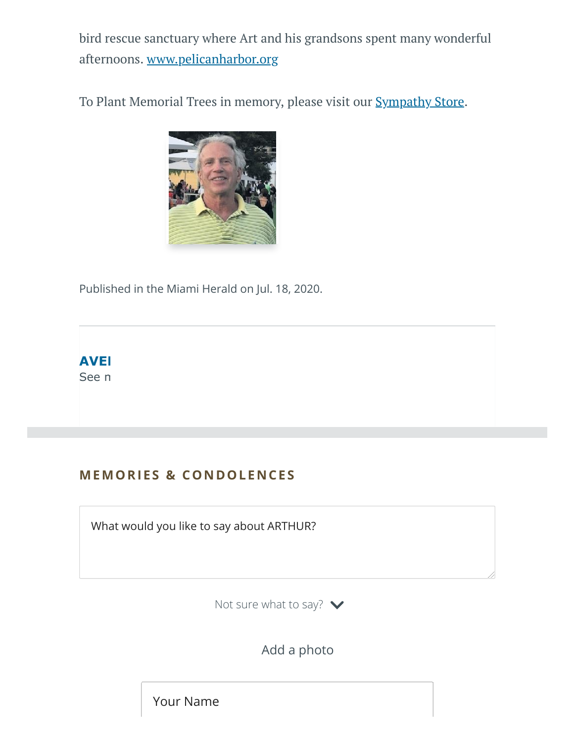bird rescue sanctuary where Art and his grandsons spent many wonderful afternoons. www.pelicanharbor.org

To Plant Memorial Trees in memory, please visit our Sympathy Store.

Published in the Miami Herald on Jul. 18, 2020.

**AVEI**
See n

## MEMORIES & CONDOLENCES

What would you like to say about ARTHUR?

Not sure what to say?

Add a photo

Your Name